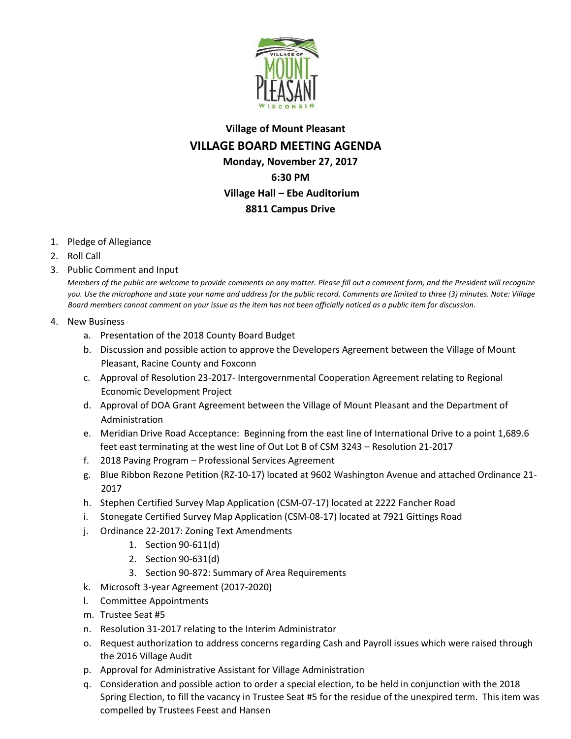**Village of Mount Pleasant**

# VILLAGE BOARD MEETING AGENDA

**Monday, November 27, 2017**

**6:30 PM**

**Village Hall – Ebe Auditorium**

**8811 Campus Drive**

1. Pledge of Allegiance
2. Roll Call
3. Public Comment and Input

   *Members of the public are welcome to provide comments on any matter. Please fill out a comment form, and the President will recognize you. Use the microphone and state your name and address for the public record. Comments are limited to three (3) minutes. Note: Village Board members cannot comment on your issue as the item has not been officially noticed as a public item for discussion.*

4. New Business
   a. Presentation of the 2018 County Board Budget
   b. Discussion and possible action to approve the Developers Agreement between the Village of Mount Pleasant, Racine County and Foxconn
   c. Approval of Resolution 23-2017- Intergovernmental Cooperation Agreement relating to Regional Economic Development Project
   d. Approval of DOA Grant Agreement between the Village of Mount Pleasant and the Department of Administration
   e. Meridian Drive Road Acceptance: Beginning from the east line of International Drive to a point 1,689.6 feet east terminating at the west line of Out Lot B of CSM 3243 – Resolution 21-2017
   f. 2018 Paving Program – Professional Services Agreement
   g. Blue Ribbon Rezone Petition (RZ-10-17) located at 9602 Washington Avenue and attached Ordinance 21-2017
   h. Stephen Certified Survey Map Application (CSM-07-17) located at 2222 Fancher Road
   i. Stonegate Certified Survey Map Application (CSM-08-17) located at 7921 Gittings Road
   j. Ordinance 22-2017: Zoning Text Amendments
      1. Section 90-611(d)
      2. Section 90-631(d)
      3. Section 90-872: Summary of Area Requirements
   k. Microsoft 3-year Agreement (2017-2020)
   l. Committee Appointments
   m. Trustee Seat #5
   n. Resolution 31-2017 relating to the Interim Administrator
   o. Request authorization to address concerns regarding Cash and Payroll issues which were raised through the 2016 Village Audit
   p. Approval for Administrative Assistant for Village Administration
   q. Consideration and possible action to order a special election, to be held in conjunction with the 2018 Spring Election, to fill the vacancy in Trustee Seat #5 for the residue of the unexpired term. This item was compelled by Trustees Feest and Hansen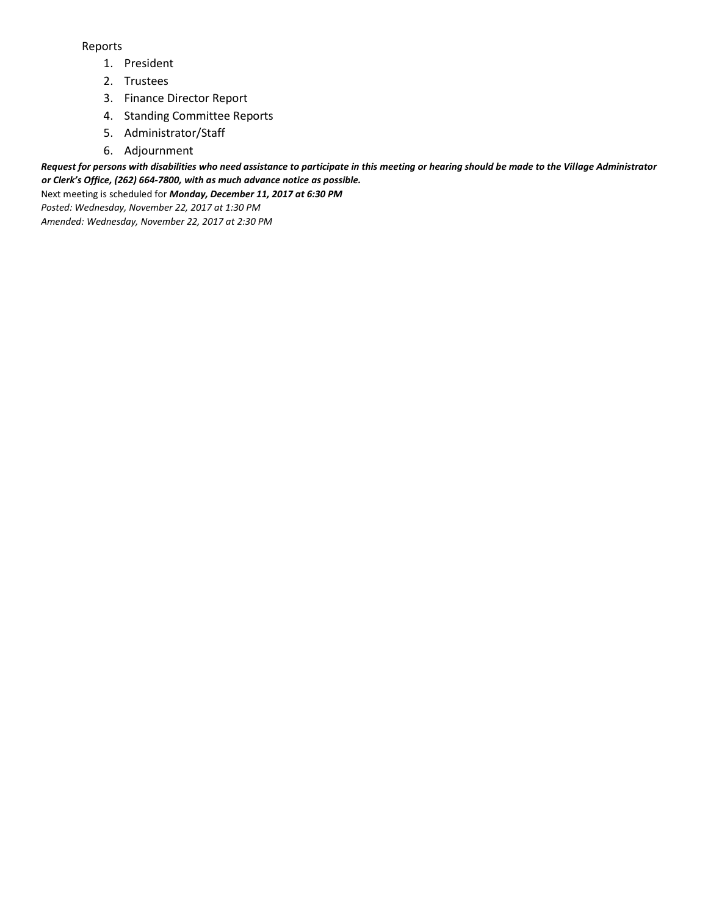Reports

1. President
2. Trustees
3. Finance Director Report
4. Standing Committee Reports
5. Administrator/Staff
6. Adjournment

***Request for persons with disabilities who need assistance to participate in this meeting or hearing should be made to the Village Administrator or Clerk's Office, (262) 664-7800, with as much advance notice as possible.***

Next meeting is scheduled for ***Monday, December 11, 2017 at 6:30 PM***

*Posted: Wednesday, November 22, 2017 at 1:30 PM*

*Amended: Wednesday, November 22, 2017 at 2:30 PM*